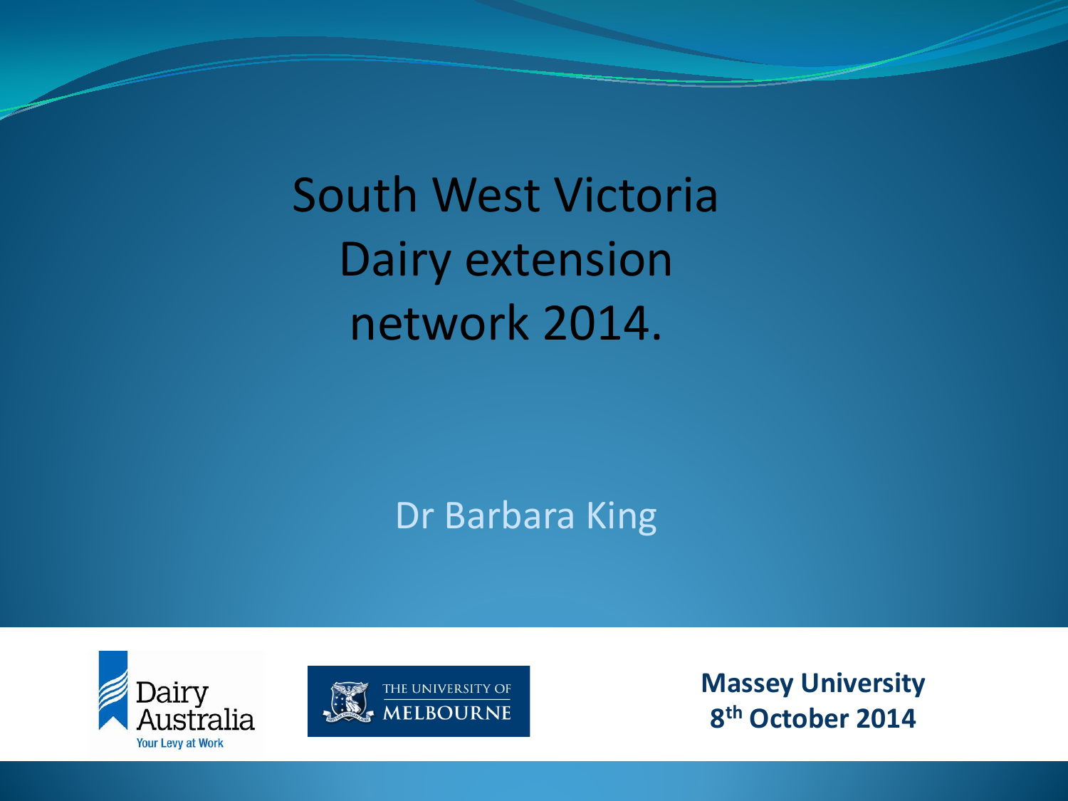# South West Victoria Dairy extension network 2014.

Dr Barbara King

Dairy Australia
Your Levy at Work

THE UNIVERSITY OF MELBOURNE

**Massey University**
**8th October 2014**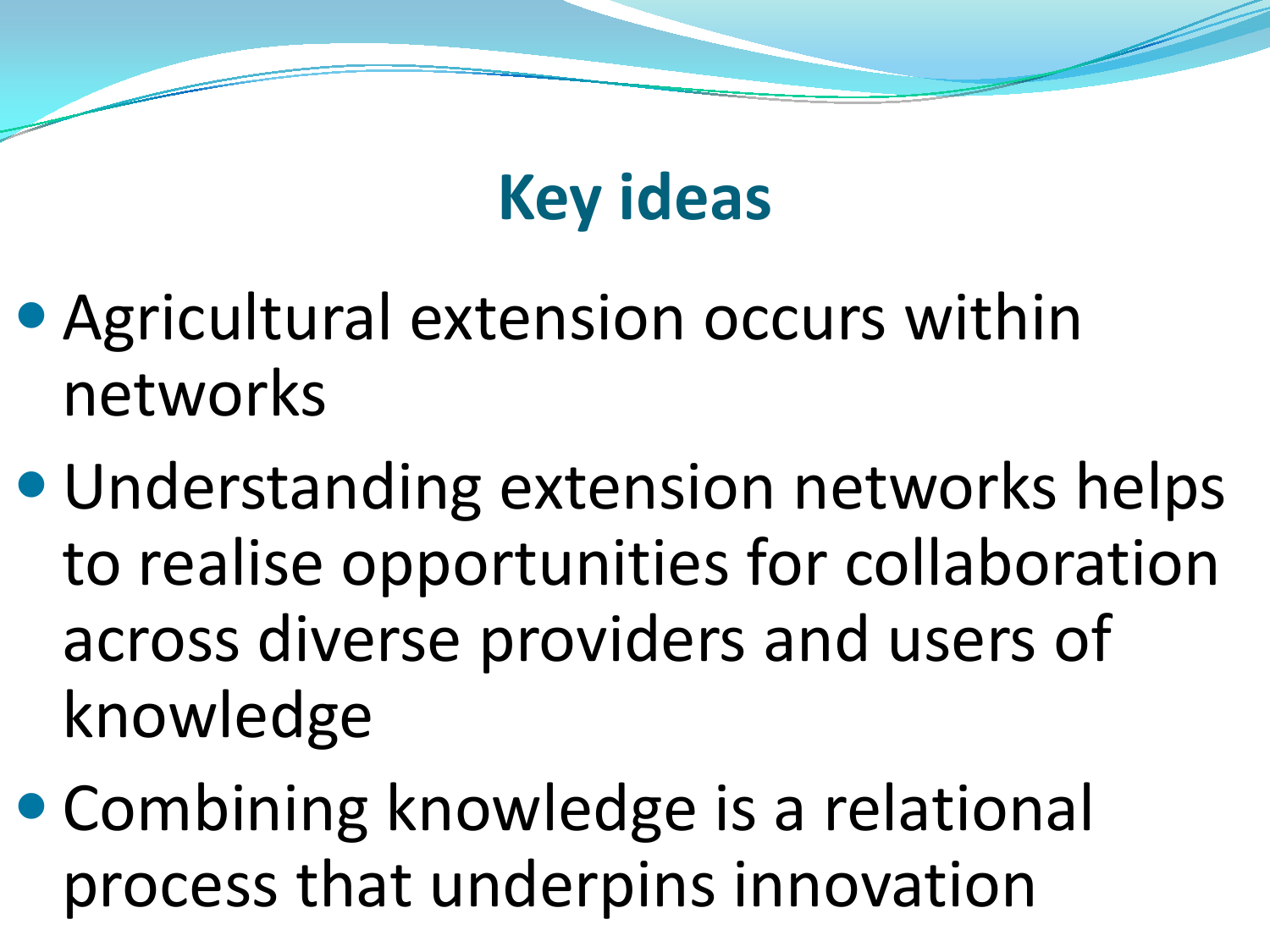# Key ideas

- Agricultural extension occurs within networks
- Understanding extension networks helps to realise opportunities for collaboration across diverse providers and users of knowledge
- Combining knowledge is a relational process that underpins innovation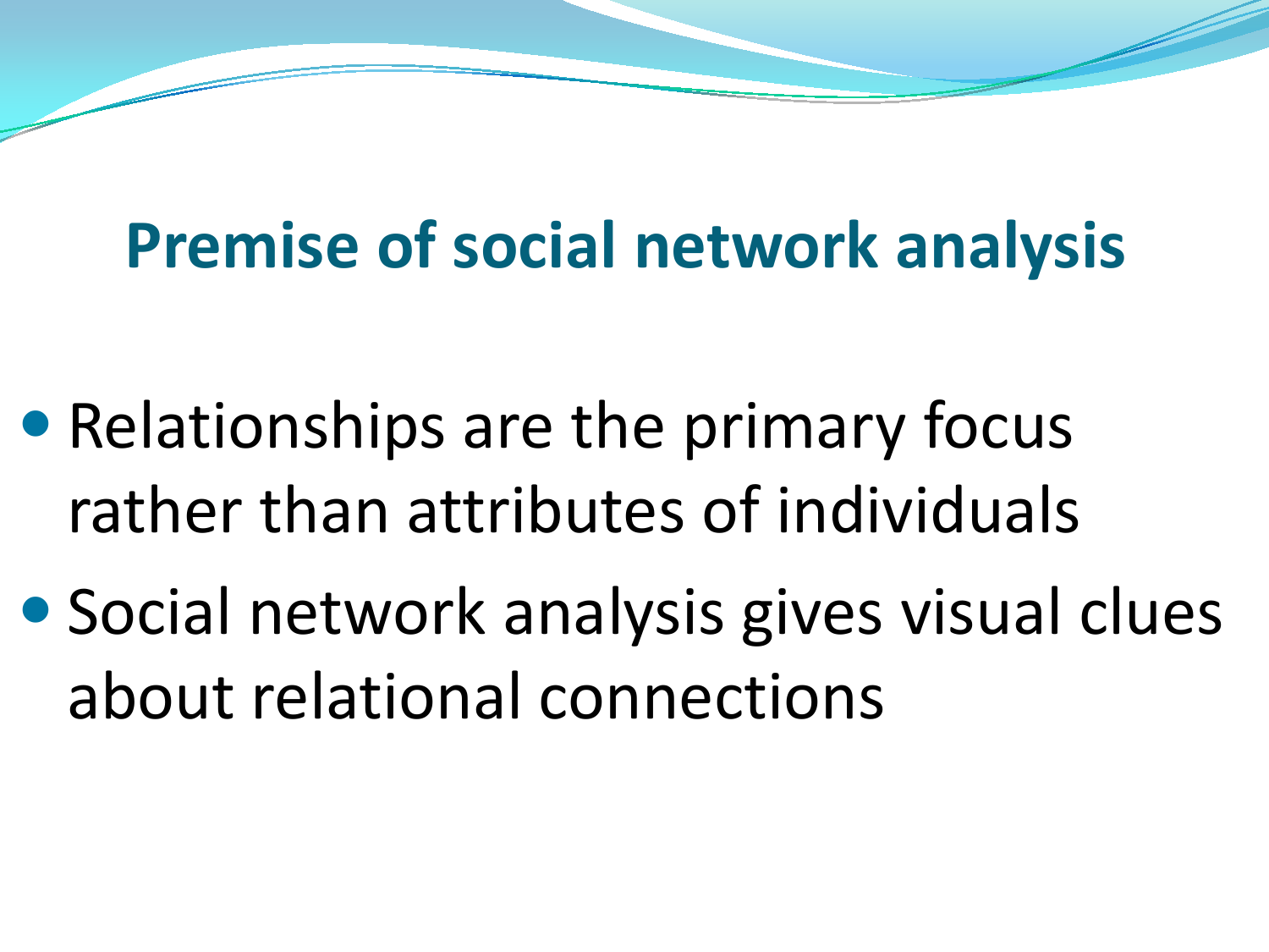# Premise of social network analysis

- Relationships are the primary focus rather than attributes of individuals
- Social network analysis gives visual clues about relational connections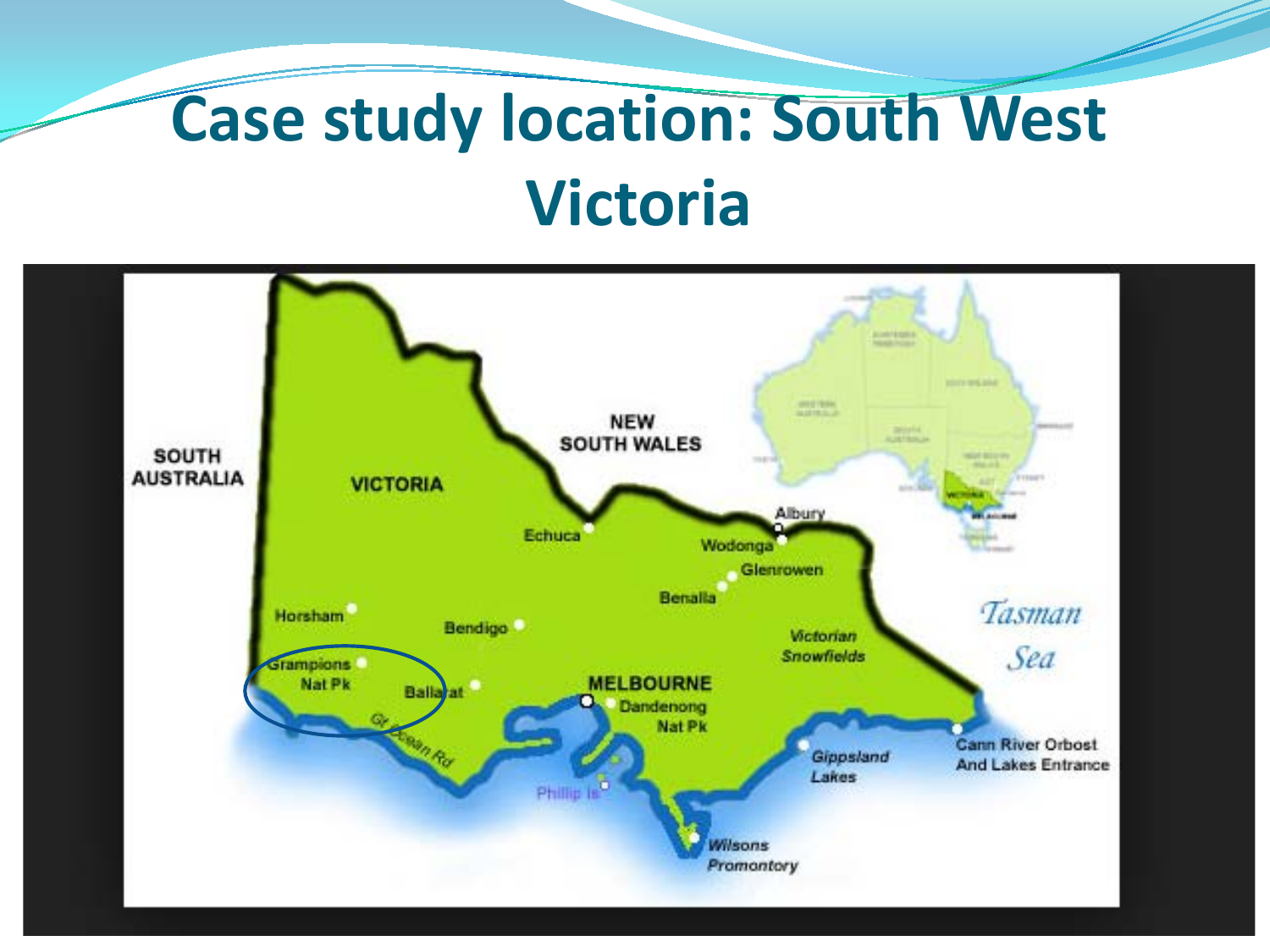# Case study location: South West Victoria

SOUTH AUSTRALIA

VICTORIA

NEW SOUTH WALES

Echuca

Albury

Wodonga

Glenrowen

Benalla

Horsham

Bendigo

Grampions Nat Pk

Ballarat

MELBOURNE

Dandenong Nat Pk

Victorian Snowfields

Tasman Sea

Gt Ocean Rd

Phillip Is

Gippsland Lakes

Cann River Orbost And Lakes Entrance

Wilsons Promontory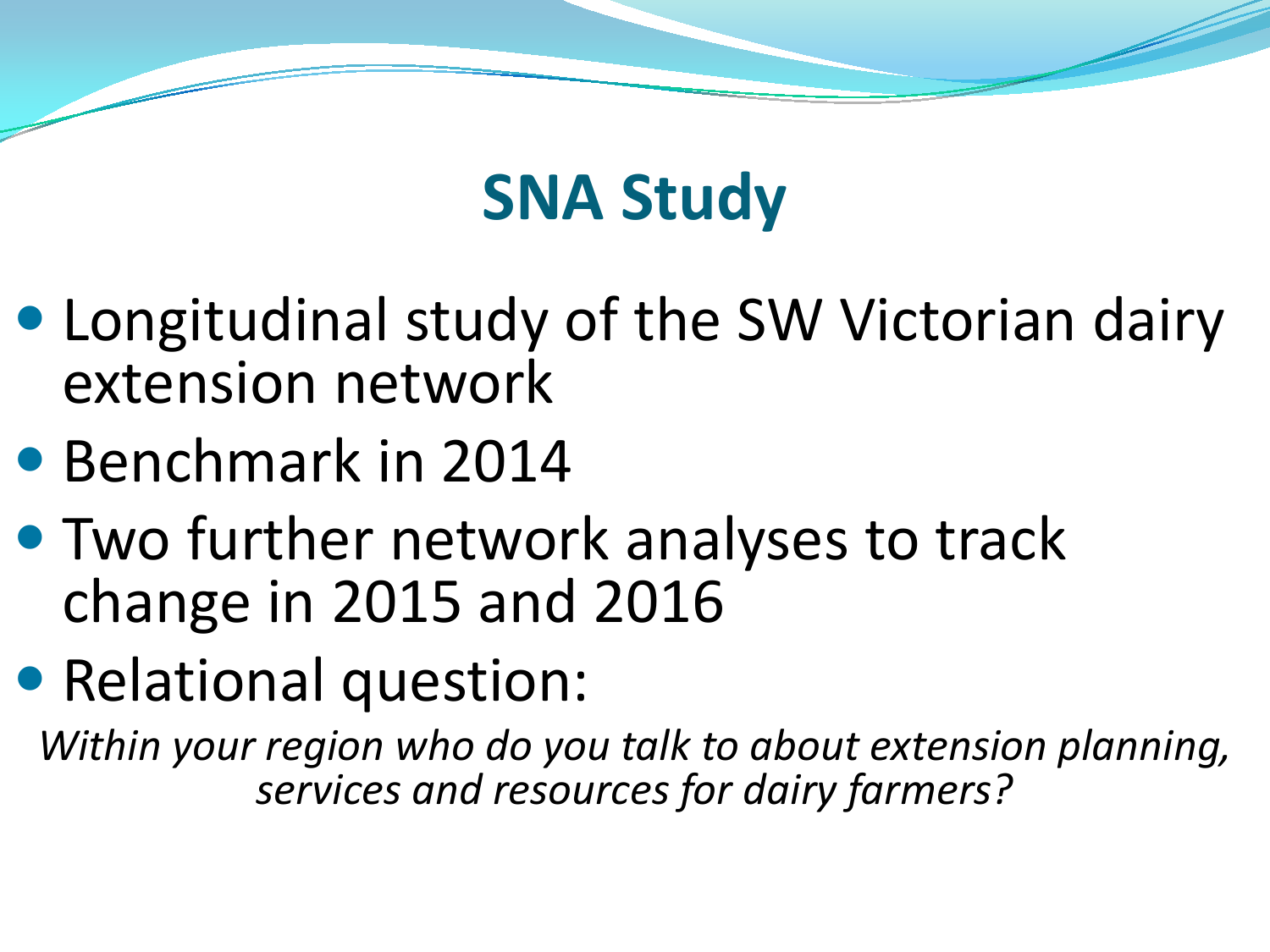# SNA Study

- Longitudinal study of the SW Victorian dairy extension network
- Benchmark in 2014
- Two further network analyses to track change in 2015 and 2016
- Relational question:

*Within your region who do you talk to about extension planning, services and resources for dairy farmers?*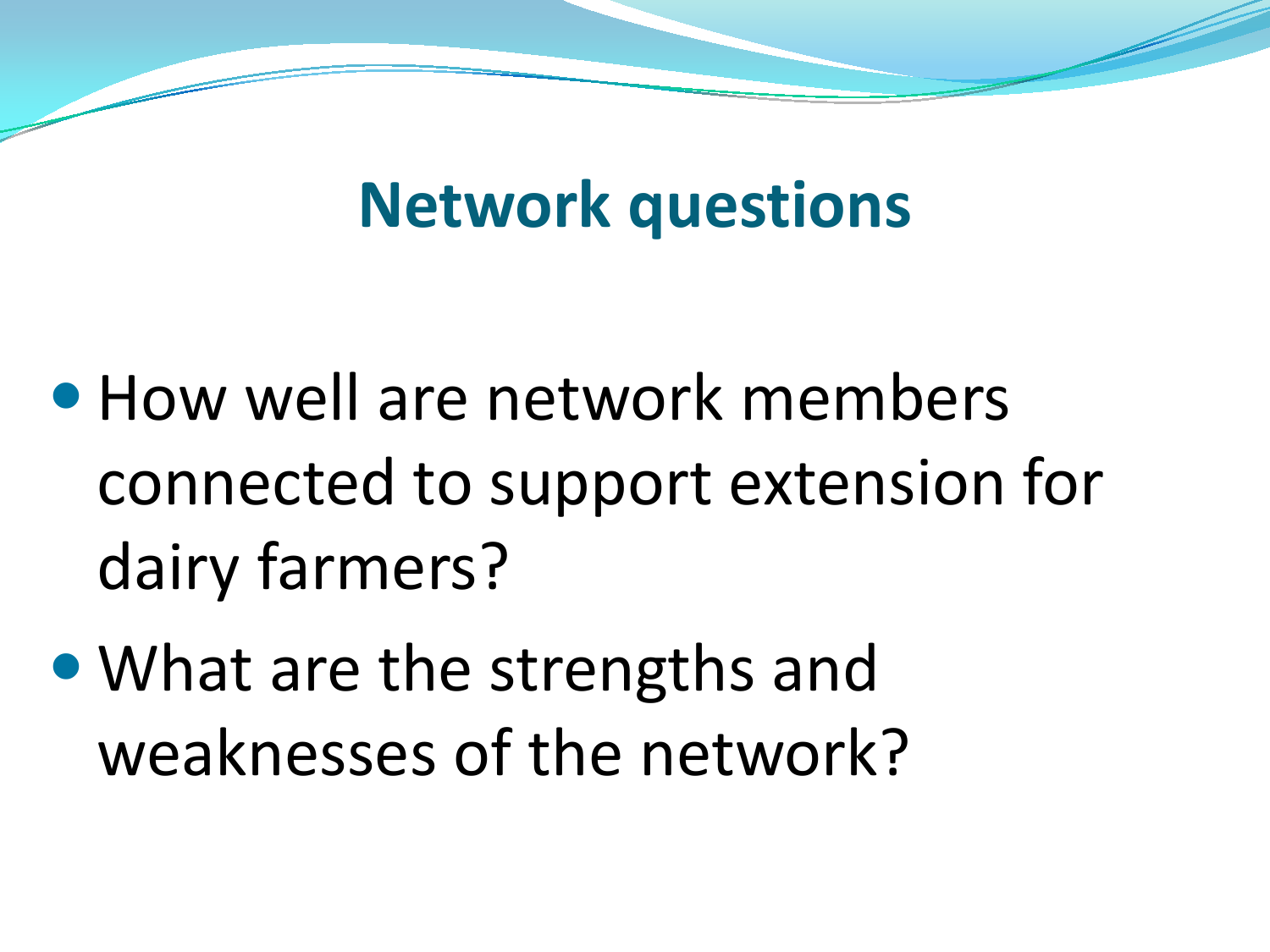# Network questions

- How well are network members connected to support extension for dairy farmers?
- What are the strengths and weaknesses of the network?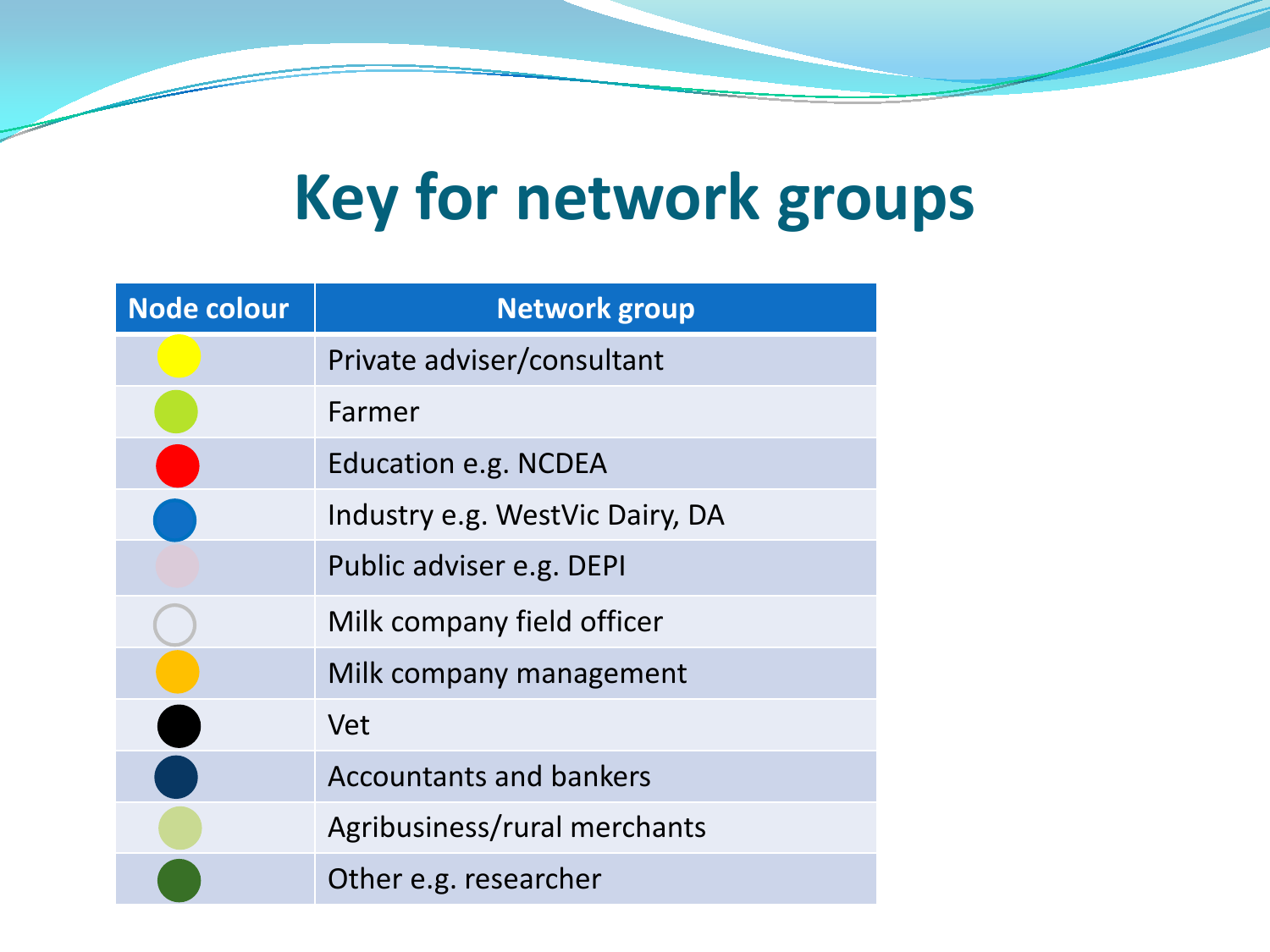# Key for network groups

| Node colour | Network group |
| --- | --- |
| Yellow | Private adviser/consultant |
| Lime green | Farmer |
| Red | Education e.g. NCDEA |
| Blue | Industry e.g. WestVic Dairy, DA |
| Light pink | Public adviser e.g. DEPI |
| White (grey outline) | Milk company field officer |
| Orange | Milk company management |
| Black | Vet |
| Dark navy | Accountants and bankers |
| Pale green | Agribusiness/rural merchants |
| Dark green | Other e.g. researcher |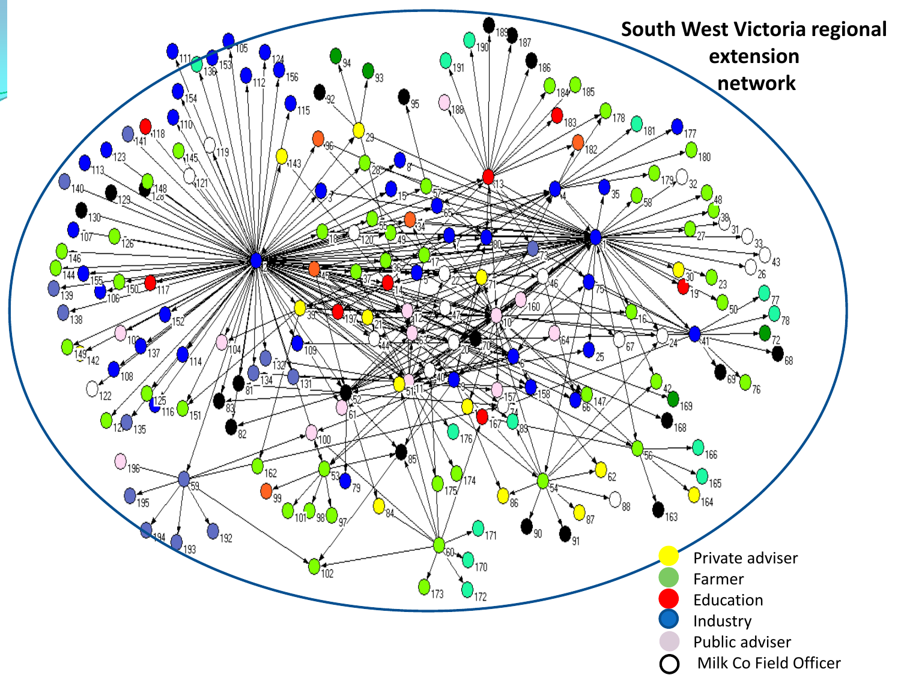# South West Victoria regional extension network

- Private adviser
- Farmer
- Education
- Industry
- Public adviser
- Milk Co Field Officer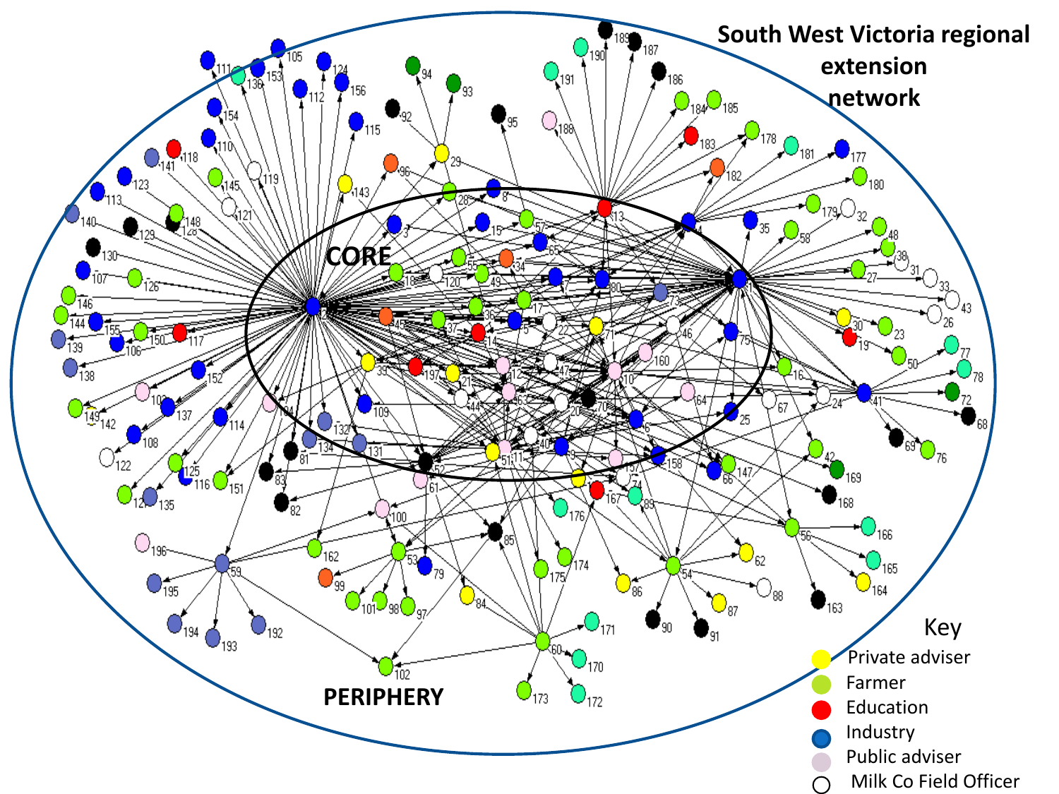**South West Victoria regional extension network**

CORE

PERIPHERY

Key

- Private adviser
- Farmer
- Education
- Industry
- Public adviser
- Milk Co Field Officer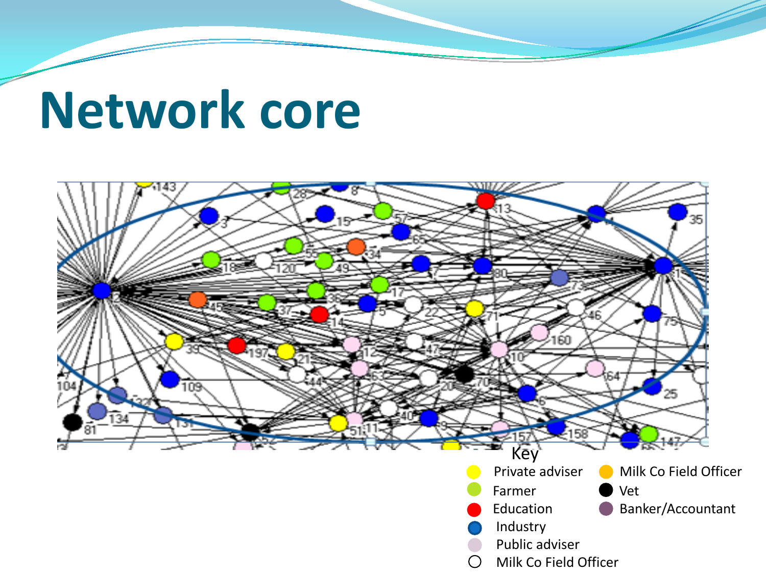# Network core

Key

- Private adviser
- Farmer
- Education
- Industry
- Public adviser
- Milk Co Field Officer
- Milk Co Field Officer
- Vet
- Banker/Accountant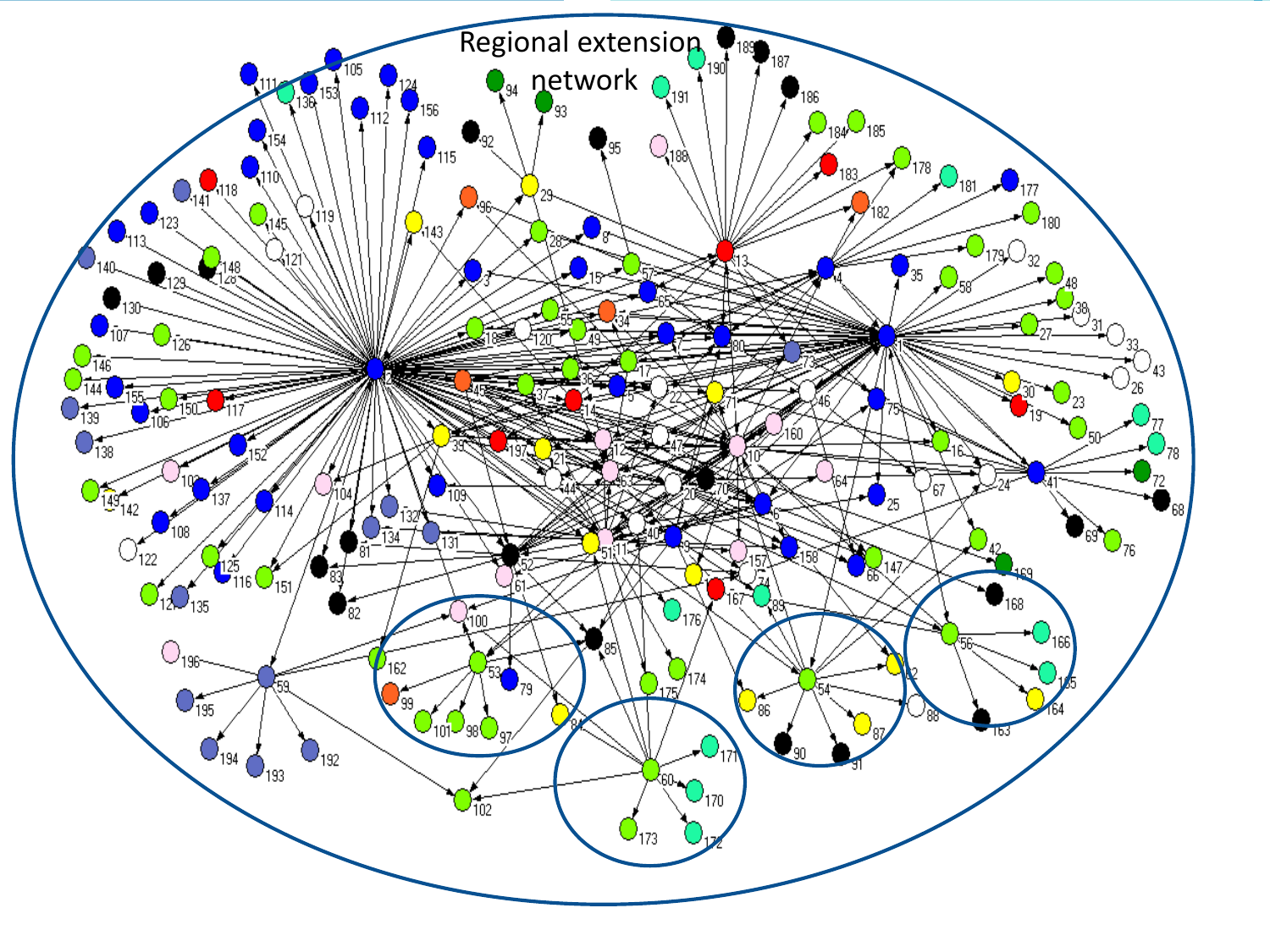Regional extension network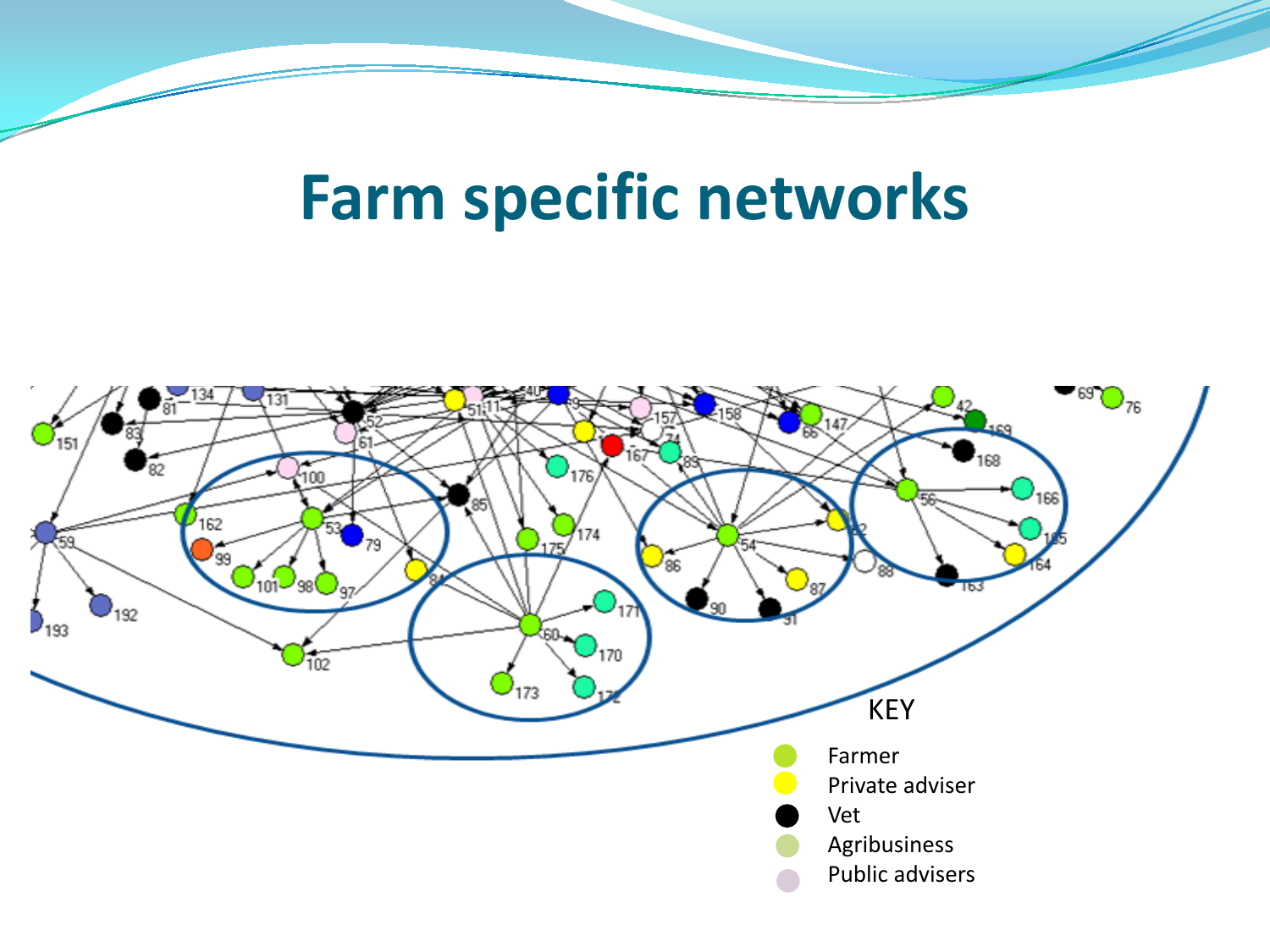# Farm specific networks

KEY

- Farmer
- Private adviser
- Vet
- Agribusiness
- Public advisers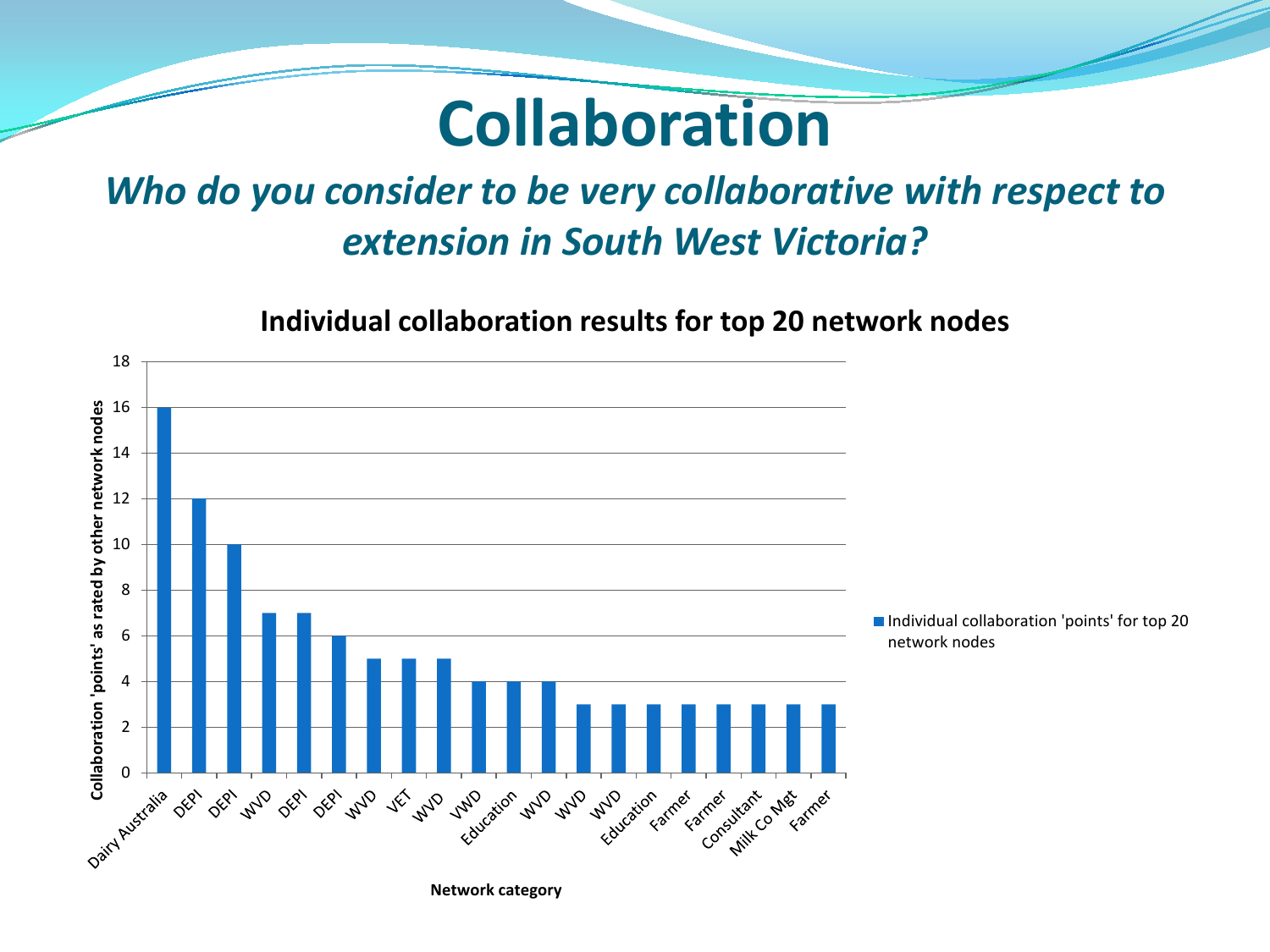# Collaboration

### *Who do you consider to be very collaborative with respect to extension in South West Victoria?*

**Individual collaboration results for top 20 network nodes**

| Network category | Individual collaboration 'points' for top 20 network nodes |
|---|---|
| Dairy Australia | 16 |
| DEPI | 12 |
| DEPI | 10 |
| WVD | 7 |
| DEPI | 7 |
| DEPI | 6 |
| WVD | 5 |
| VET | 5 |
| WVD | 5 |
| VWD | 4 |
| Education | 4 |
| WVD | 4 |
| WVD | 3 |
| WVD | 3 |
| Education | 3 |
| Farmer | 3 |
| Farmer | 3 |
| Consultant | 3 |
| Milk Co Mgt | 3 |
| Farmer | 3 |

Y-axis: Collaboration 'points' as rated by other network nodes

X-axis: Network category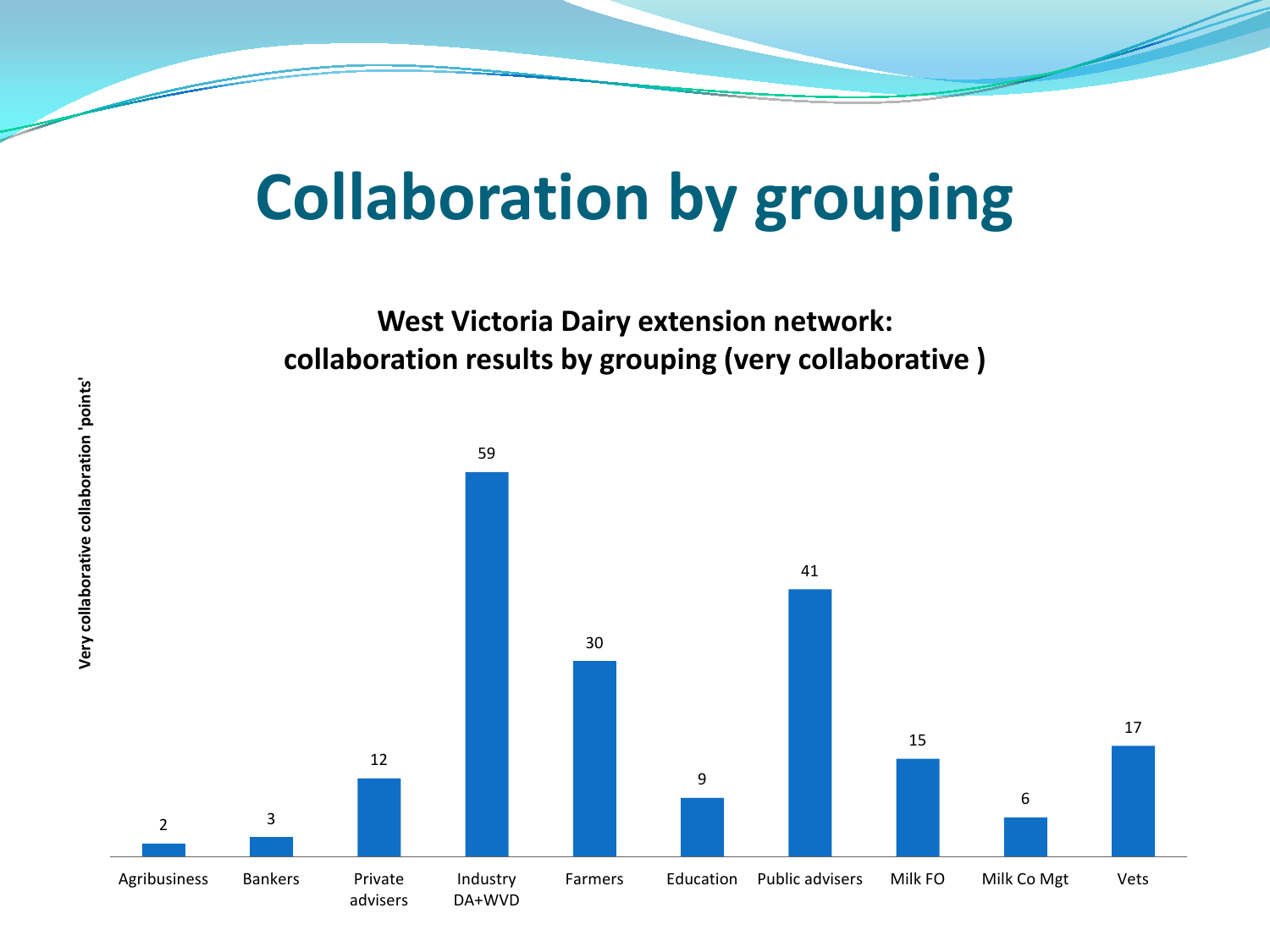# Collaboration by grouping

**West Victoria Dairy extension network: collaboration results by grouping (very collaborative )**

| Grouping | Very collaborative collaboration 'points' |
| --- | --- |
| Agribusiness | 2 |
| Bankers | 3 |
| Private advisers | 12 |
| Industry DA+WVD | 59 |
| Farmers | 30 |
| Education | 9 |
| Public advisers | 41 |
| Milk FO | 15 |
| Milk Co Mgt | 6 |
| Vets | 17 |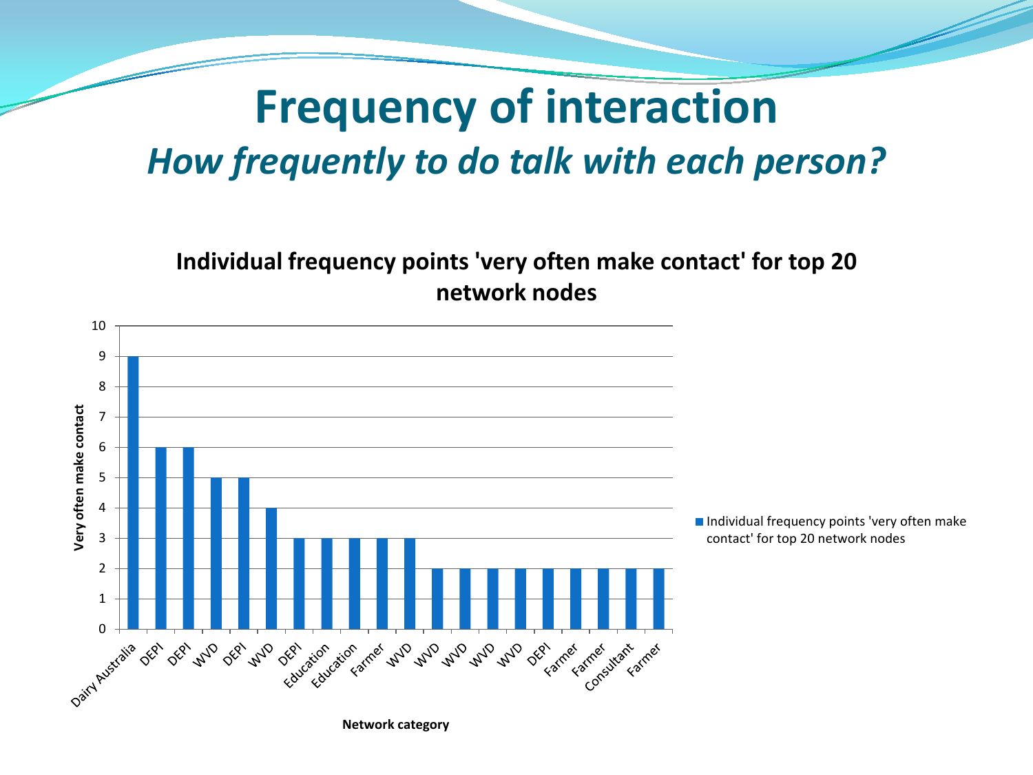# Frequency of interaction

## *How frequently to do talk with each person?*

**Individual frequency points 'very often make contact' for top 20 network nodes**

| Network category | Very often make contact |
|---|---|
| Dairy Australia | 9 |
| DEPI | 6 |
| DEPI | 6 |
| WVD | 5 |
| DEPI | 5 |
| WVD | 4 |
| DEPI | 3 |
| Education | 3 |
| Education | 3 |
| Farmer | 3 |
| WVD | 3 |
| WVD | 2 |
| WVD | 2 |
| WVD | 2 |
| WVD | 2 |
| DEPI | 2 |
| Farmer | 2 |
| Farmer | 2 |
| Consultant | 2 |
| Farmer | 2 |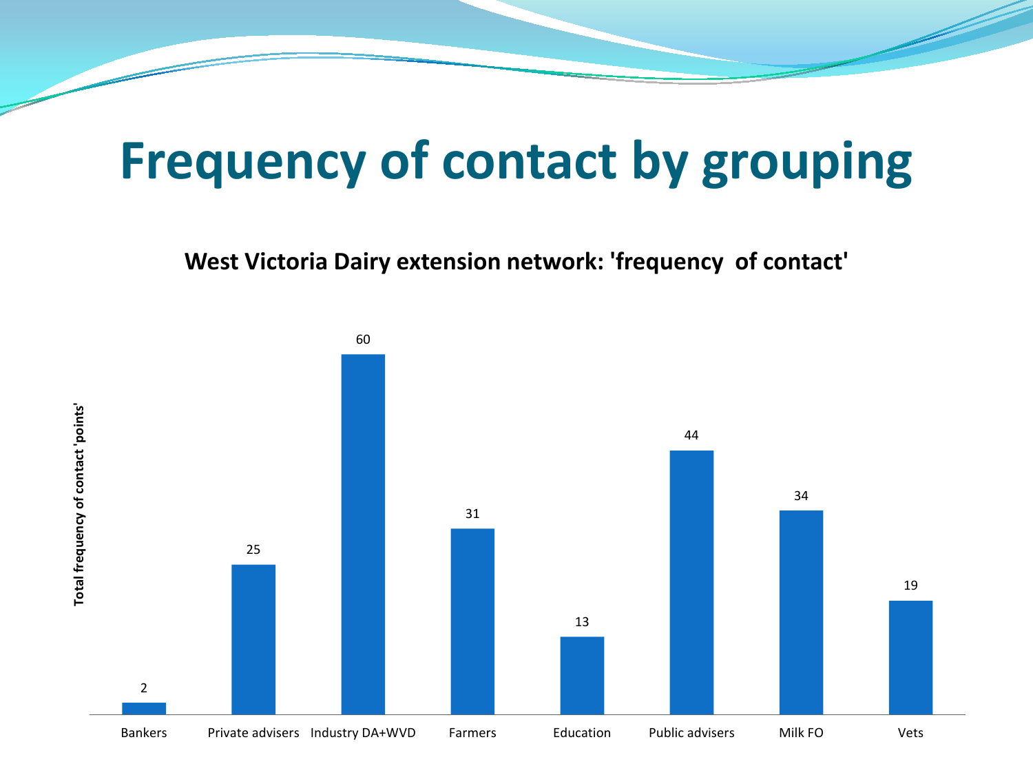# Frequency of contact by grouping

**West Victoria Dairy extension network: 'frequency of contact'**

| Grouping | Total frequency of contact 'points' |
| --- | --- |
| Bankers | 2 |
| Private advisers | 25 |
| Industry DA+WVD | 60 |
| Farmers | 31 |
| Education | 13 |
| Public advisers | 44 |
| Milk FO | 34 |
| Vets | 19 |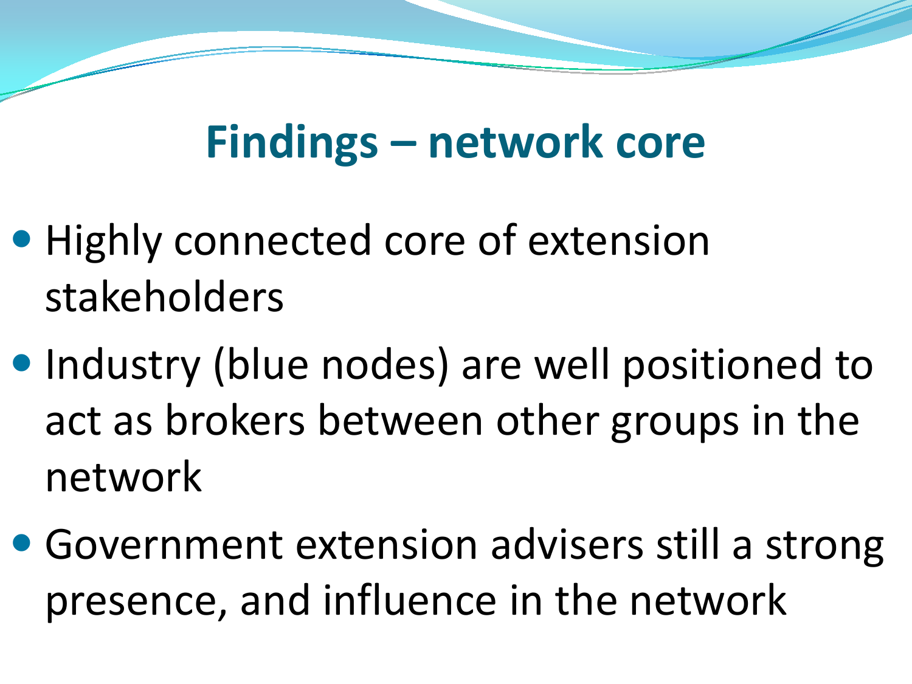# Findings – network core

- Highly connected core of extension stakeholders
- Industry (blue nodes) are well positioned to act as brokers between other groups in the network
- Government extension advisers still a strong presence, and influence in the network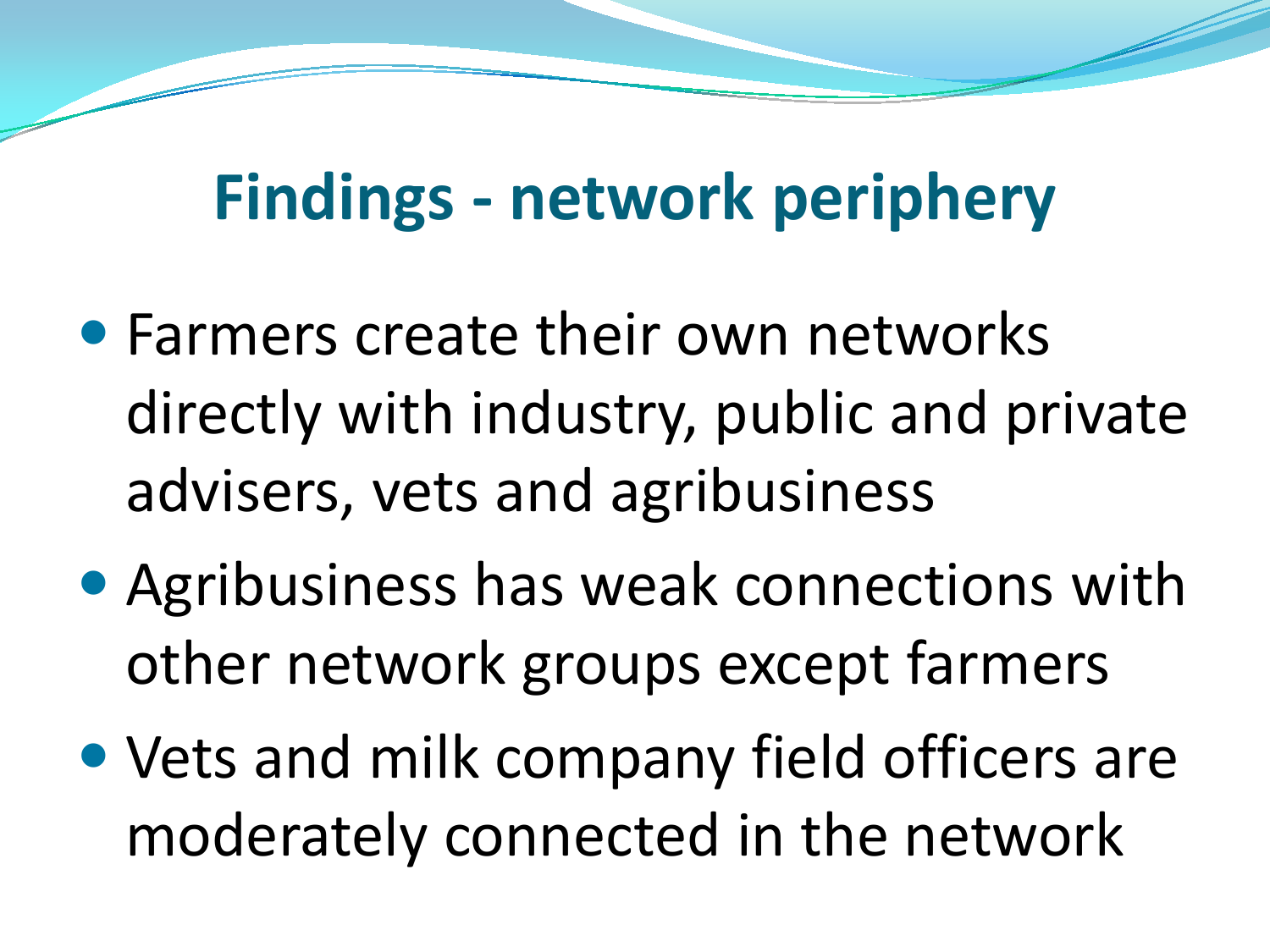# Findings - network periphery

- Farmers create their own networks directly with industry, public and private advisers, vets and agribusiness
- Agribusiness has weak connections with other network groups except farmers
- Vets and milk company field officers are moderately connected in the network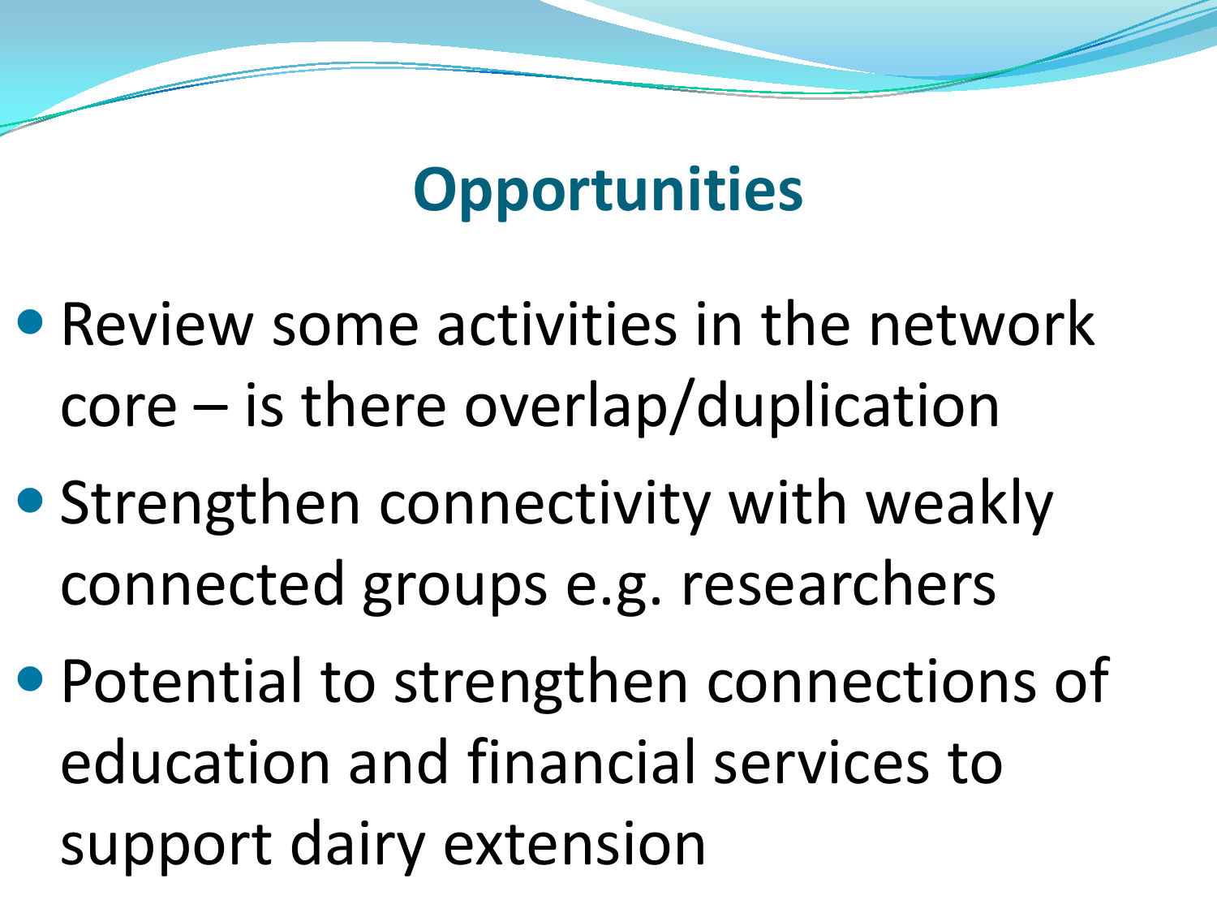# Opportunities

- Review some activities in the network core – is there overlap/duplication
- Strengthen connectivity with weakly connected groups e.g. researchers
- Potential to strengthen connections of education and financial services to support dairy extension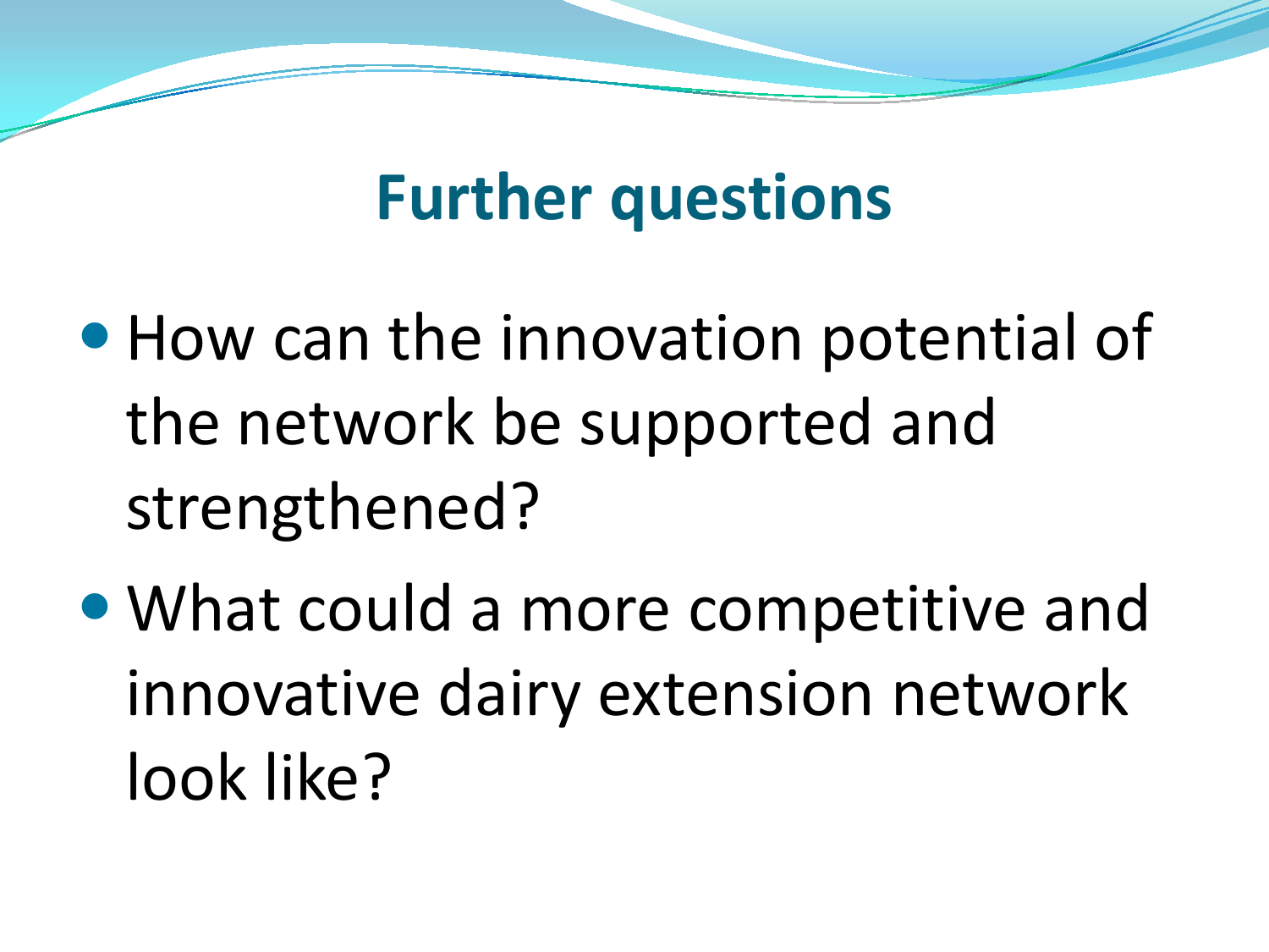# Further questions

- How can the innovation potential of the network be supported and strengthened?
- What could a more competitive and innovative dairy extension network look like?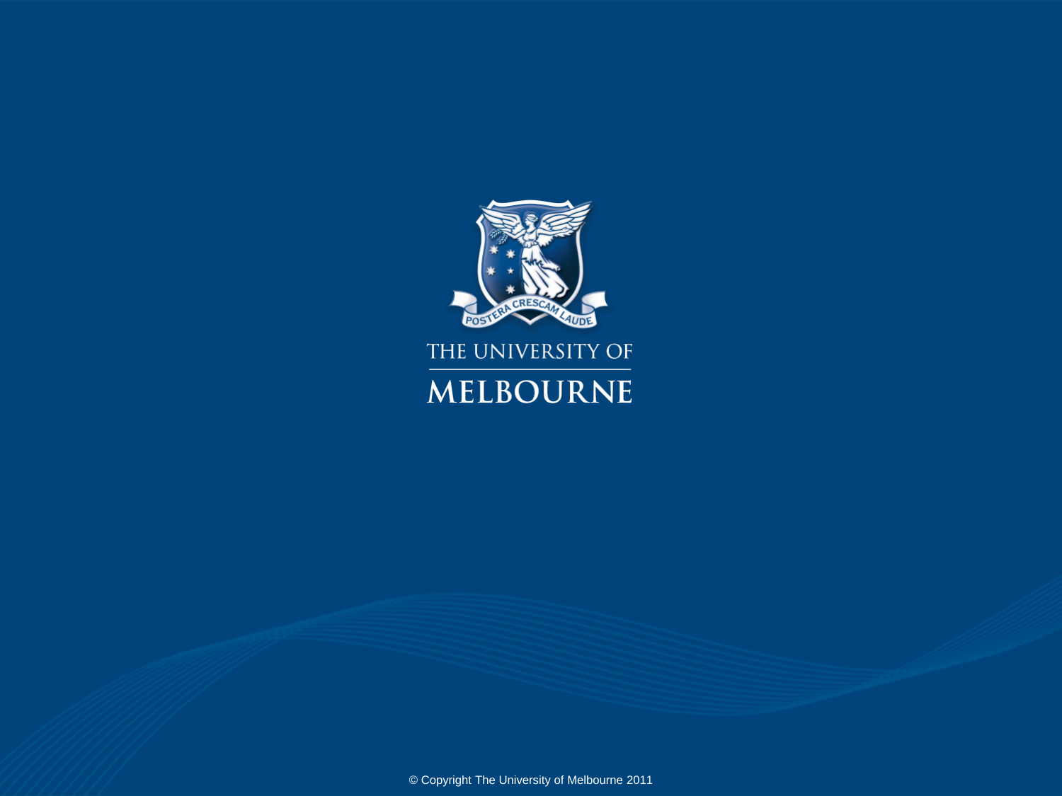THE UNIVERSITY OF

MELBOURNE

© Copyright The University of Melbourne 2011